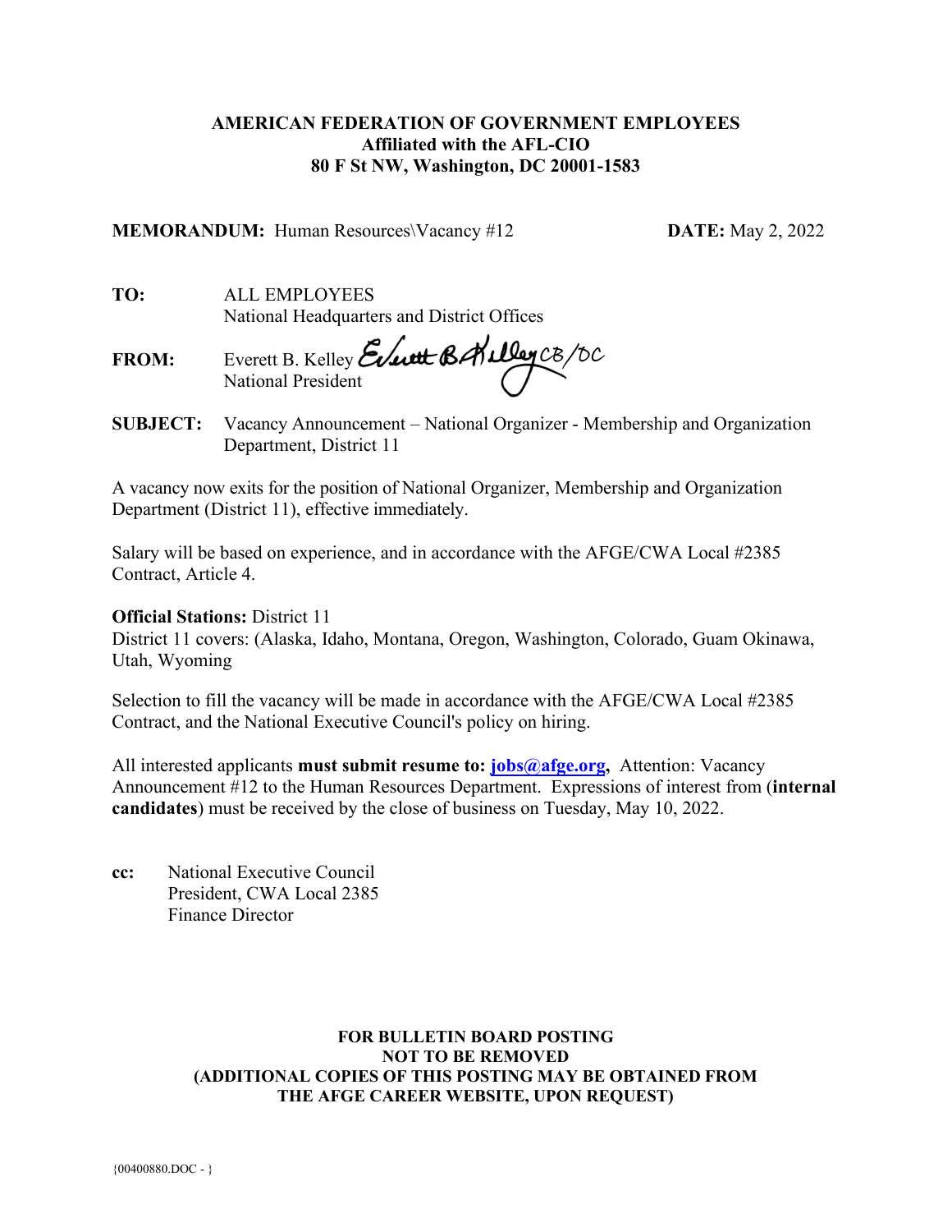**AMERICAN FEDERATION OF GOVERNMENT EMPLOYEES**
**Affiliated with the AFL-CIO**
**80 F St NW, Washington, DC 20001-1583**

**MEMORANDUM:** Human Resources\Vacancy #12 **DATE:** May 2, 2022

**TO:** ALL EMPLOYEES
National Headquarters and District Offices

**FROM:** Everett B. Kelley Everett B. Kelley CB/DC
National President

**SUBJECT:** Vacancy Announcement – National Organizer - Membership and Organization Department, District 11

A vacancy now exits for the position of National Organizer, Membership and Organization Department (District 11), effective immediately.

Salary will be based on experience, and in accordance with the AFGE/CWA Local #2385 Contract, Article 4.

**Official Stations:** District 11
District 11 covers: (Alaska, Idaho, Montana, Oregon, Washington, Colorado, Guam Okinawa, Utah, Wyoming

Selection to fill the vacancy will be made in accordance with the AFGE/CWA Local #2385 Contract, and the National Executive Council's policy on hiring.

All interested applicants **must submit resume to: jobs@afge.org,** Attention: Vacancy Announcement #12 to the Human Resources Department. Expressions of interest from (**internal candidates**) must be received by the close of business on Tuesday, May 10, 2022.

**cc:** National Executive Council
President, CWA Local 2385
Finance Director

**FOR BULLETIN BOARD POSTING**
**NOT TO BE REMOVED**
**(ADDITIONAL COPIES OF THIS POSTING MAY BE OBTAINED FROM THE AFGE CAREER WEBSITE, UPON REQUEST)**

{00400880.DOC - }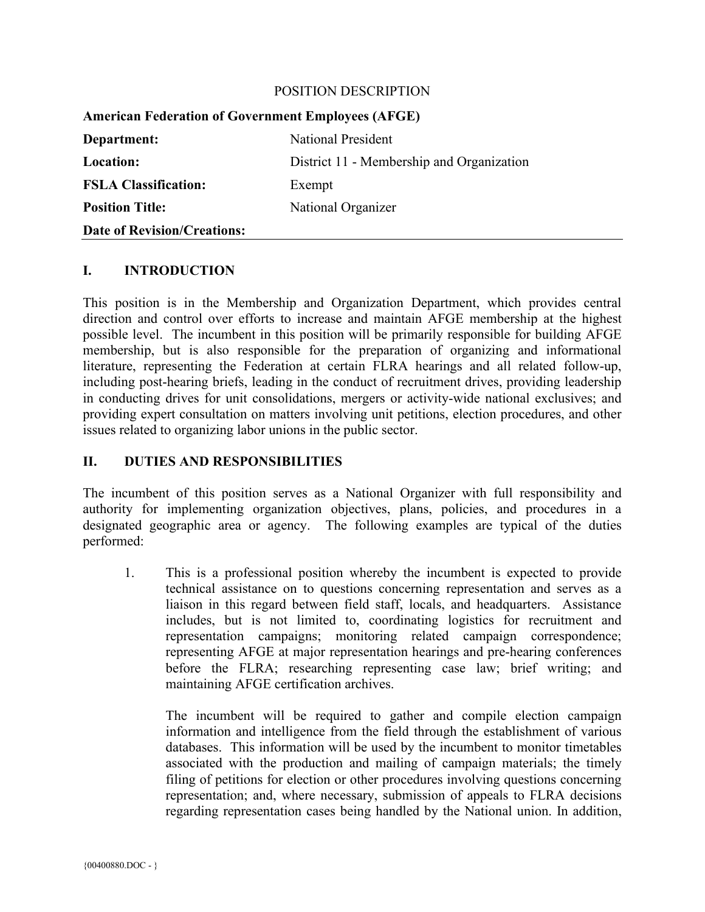POSITION DESCRIPTION

**American Federation of Government Employees (AFGE)**

| | |
|---|---|
| **Department:** | National President |
| **Location:** | District 11 - Membership and Organization |
| **FSLA Classification:** | Exempt |
| **Position Title:** | National Organizer |
| **Date of Revision/Creations:** | |

## I. INTRODUCTION

This position is in the Membership and Organization Department, which provides central direction and control over efforts to increase and maintain AFGE membership at the highest possible level. The incumbent in this position will be primarily responsible for building AFGE membership, but is also responsible for the preparation of organizing and informational literature, representing the Federation at certain FLRA hearings and all related follow-up, including post-hearing briefs, leading in the conduct of recruitment drives, providing leadership in conducting drives for unit consolidations, mergers or activity-wide national exclusives; and providing expert consultation on matters involving unit petitions, election procedures, and other issues related to organizing labor unions in the public sector.

## II. DUTIES AND RESPONSIBILITIES

The incumbent of this position serves as a National Organizer with full responsibility and authority for implementing organization objectives, plans, policies, and procedures in a designated geographic area or agency. The following examples are typical of the duties performed:

1. This is a professional position whereby the incumbent is expected to provide technical assistance on to questions concerning representation and serves as a liaison in this regard between field staff, locals, and headquarters. Assistance includes, but is not limited to, coordinating logistics for recruitment and representation campaigns; monitoring related campaign correspondence; representing AFGE at major representation hearings and pre-hearing conferences before the FLRA; researching representing case law; brief writing; and maintaining AFGE certification archives.

   The incumbent will be required to gather and compile election campaign information and intelligence from the field through the establishment of various databases. This information will be used by the incumbent to monitor timetables associated with the production and mailing of campaign materials; the timely filing of petitions for election or other procedures involving questions concerning representation; and, where necessary, submission of appeals to FLRA decisions regarding representation cases being handled by the National union. In addition,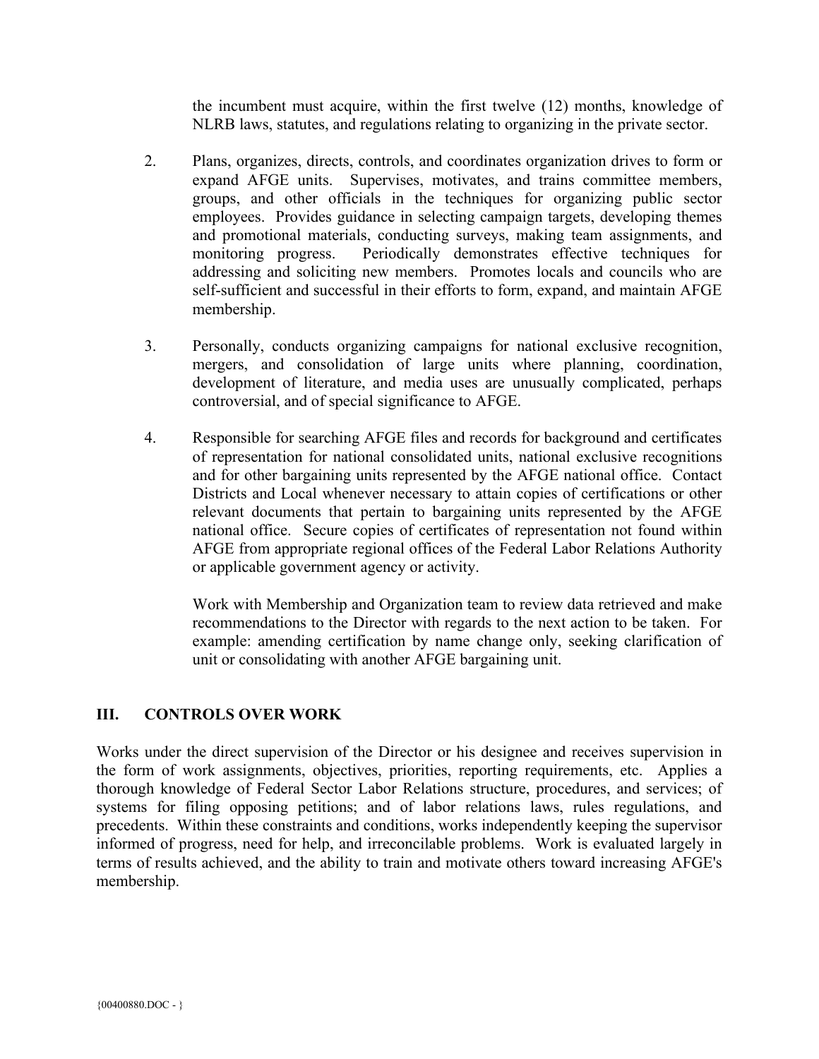the incumbent must acquire, within the first twelve (12) months, knowledge of NLRB laws, statutes, and regulations relating to organizing in the private sector.

2. Plans, organizes, directs, controls, and coordinates organization drives to form or expand AFGE units. Supervises, motivates, and trains committee members, groups, and other officials in the techniques for organizing public sector employees. Provides guidance in selecting campaign targets, developing themes and promotional materials, conducting surveys, making team assignments, and monitoring progress. Periodically demonstrates effective techniques for addressing and soliciting new members. Promotes locals and councils who are self-sufficient and successful in their efforts to form, expand, and maintain AFGE membership.

3. Personally, conducts organizing campaigns for national exclusive recognition, mergers, and consolidation of large units where planning, coordination, development of literature, and media uses are unusually complicated, perhaps controversial, and of special significance to AFGE.

4. Responsible for searching AFGE files and records for background and certificates of representation for national consolidated units, national exclusive recognitions and for other bargaining units represented by the AFGE national office. Contact Districts and Local whenever necessary to attain copies of certifications or other relevant documents that pertain to bargaining units represented by the AFGE national office. Secure copies of certificates of representation not found within AFGE from appropriate regional offices of the Federal Labor Relations Authority or applicable government agency or activity.

   Work with Membership and Organization team to review data retrieved and make recommendations to the Director with regards to the next action to be taken. For example: amending certification by name change only, seeking clarification of unit or consolidating with another AFGE bargaining unit.

## III. CONTROLS OVER WORK

Works under the direct supervision of the Director or his designee and receives supervision in the form of work assignments, objectives, priorities, reporting requirements, etc. Applies a thorough knowledge of Federal Sector Labor Relations structure, procedures, and services; of systems for filing opposing petitions; and of labor relations laws, rules regulations, and precedents. Within these constraints and conditions, works independently keeping the supervisor informed of progress, need for help, and irreconcilable problems. Work is evaluated largely in terms of results achieved, and the ability to train and motivate others toward increasing AFGE's membership.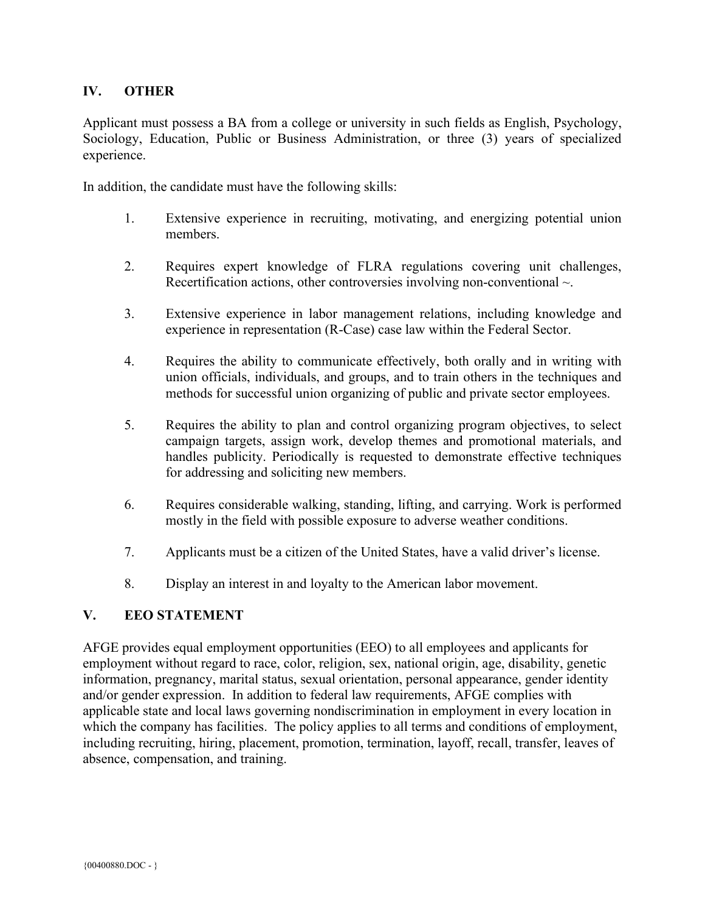## IV. OTHER

Applicant must possess a BA from a college or university in such fields as English, Psychology, Sociology, Education, Public or Business Administration, or three (3) years of specialized experience.

In addition, the candidate must have the following skills:

1. Extensive experience in recruiting, motivating, and energizing potential union members.

2. Requires expert knowledge of FLRA regulations covering unit challenges, Recertification actions, other controversies involving non-conventional ~.

3. Extensive experience in labor management relations, including knowledge and experience in representation (R-Case) case law within the Federal Sector.

4. Requires the ability to communicate effectively, both orally and in writing with union officials, individuals, and groups, and to train others in the techniques and methods for successful union organizing of public and private sector employees.

5. Requires the ability to plan and control organizing program objectives, to select campaign targets, assign work, develop themes and promotional materials, and handles publicity. Periodically is requested to demonstrate effective techniques for addressing and soliciting new members.

6. Requires considerable walking, standing, lifting, and carrying. Work is performed mostly in the field with possible exposure to adverse weather conditions.

7. Applicants must be a citizen of the United States, have a valid driver's license.

8. Display an interest in and loyalty to the American labor movement.

## V. EEO STATEMENT

AFGE provides equal employment opportunities (EEO) to all employees and applicants for employment without regard to race, color, religion, sex, national origin, age, disability, genetic information, pregnancy, marital status, sexual orientation, personal appearance, gender identity and/or gender expression. In addition to federal law requirements, AFGE complies with applicable state and local laws governing nondiscrimination in employment in every location in which the company has facilities. The policy applies to all terms and conditions of employment, including recruiting, hiring, placement, promotion, termination, layoff, recall, transfer, leaves of absence, compensation, and training.